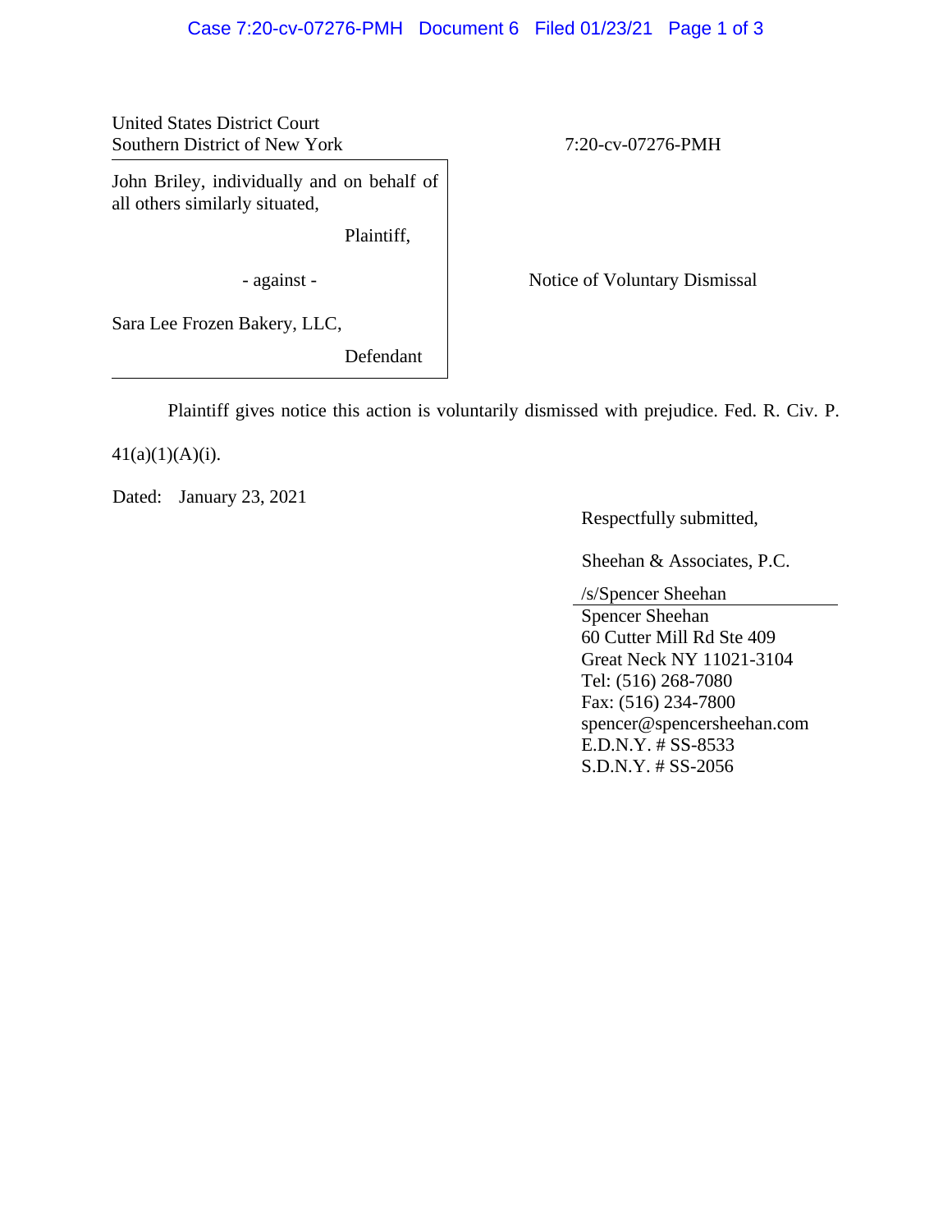United States District Court
Southern District of New York

7:20-cv-07276-PMH

John Briley, individually and on behalf of all others similarly situated,

Plaintiff,

\- against -

Sara Lee Frozen Bakery, LLC,

Defendant

Notice of Voluntary Dismissal

Plaintiff gives notice this action is voluntarily dismissed with prejudice. Fed. R. Civ. P. 41(a)(1)(A)(i).

Dated: January 23, 2021

Respectfully submitted,

Sheehan & Associates, P.C.

/s/Spencer Sheehan
Spencer Sheehan
60 Cutter Mill Rd Ste 409
Great Neck NY 11021-3104
Tel: (516) 268-7080
Fax: (516) 234-7800
spencer@spencersheehan.com
E.D.N.Y. # SS-8533
S.D.N.Y. # SS-2056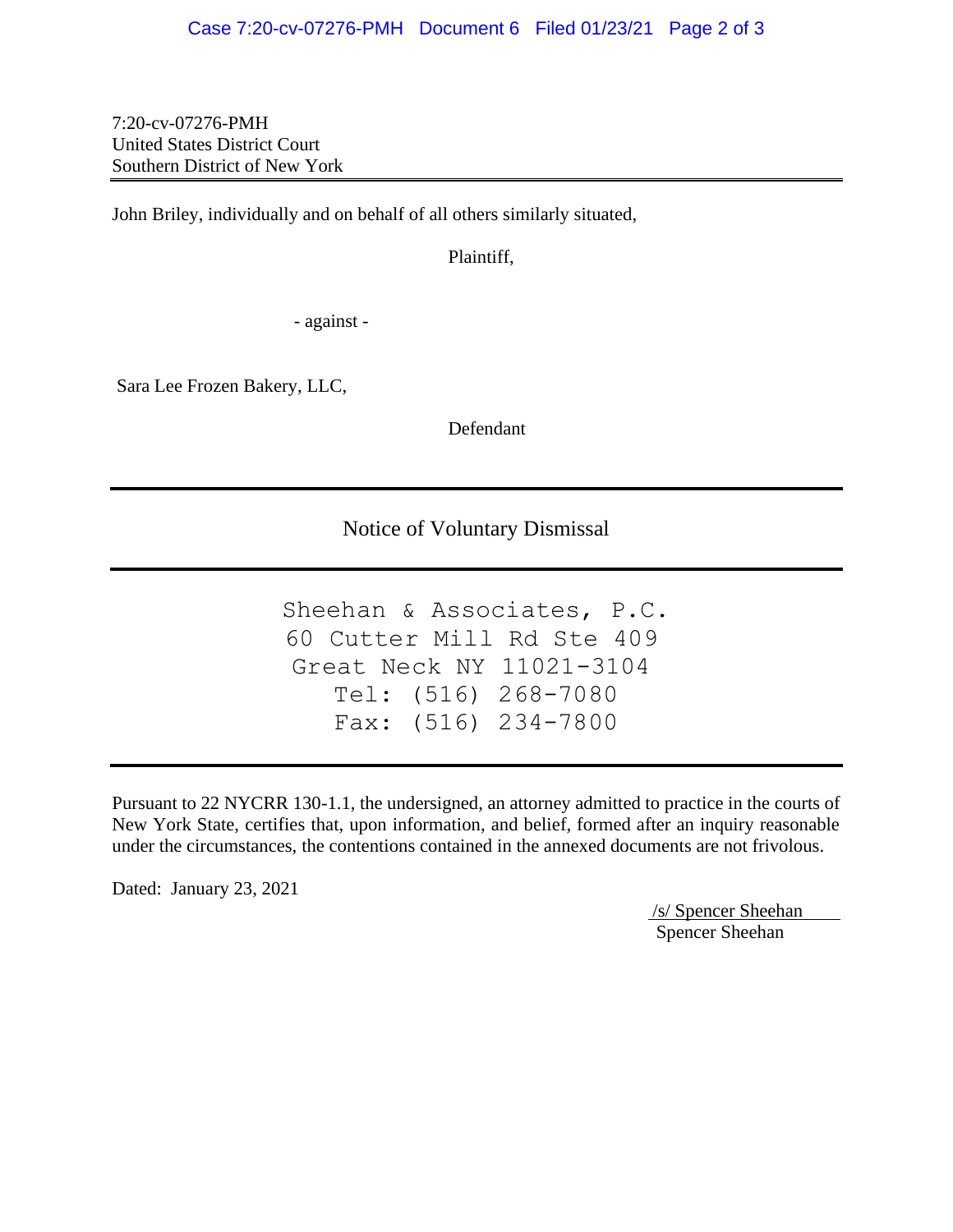7:20-cv-07276-PMH
United States District Court
Southern District of New York

---

John Briley, individually and on behalf of all others similarly situated,

Plaintiff,

- against -

Sara Lee Frozen Bakery, LLC,

Defendant

---

## Notice of Voluntary Dismissal

---

Sheehan & Associates, P.C.
60 Cutter Mill Rd Ste 409
Great Neck NY 11021-3104
Tel: (516) 268-7080
Fax: (516) 234-7800

---

Pursuant to 22 NYCRR 130-1.1, the undersigned, an attorney admitted to practice in the courts of New York State, certifies that, upon information, and belief, formed after an inquiry reasonable under the circumstances, the contentions contained in the annexed documents are not frivolous.

Dated: January 23, 2021

/s/ Spencer Sheehan
Spencer Sheehan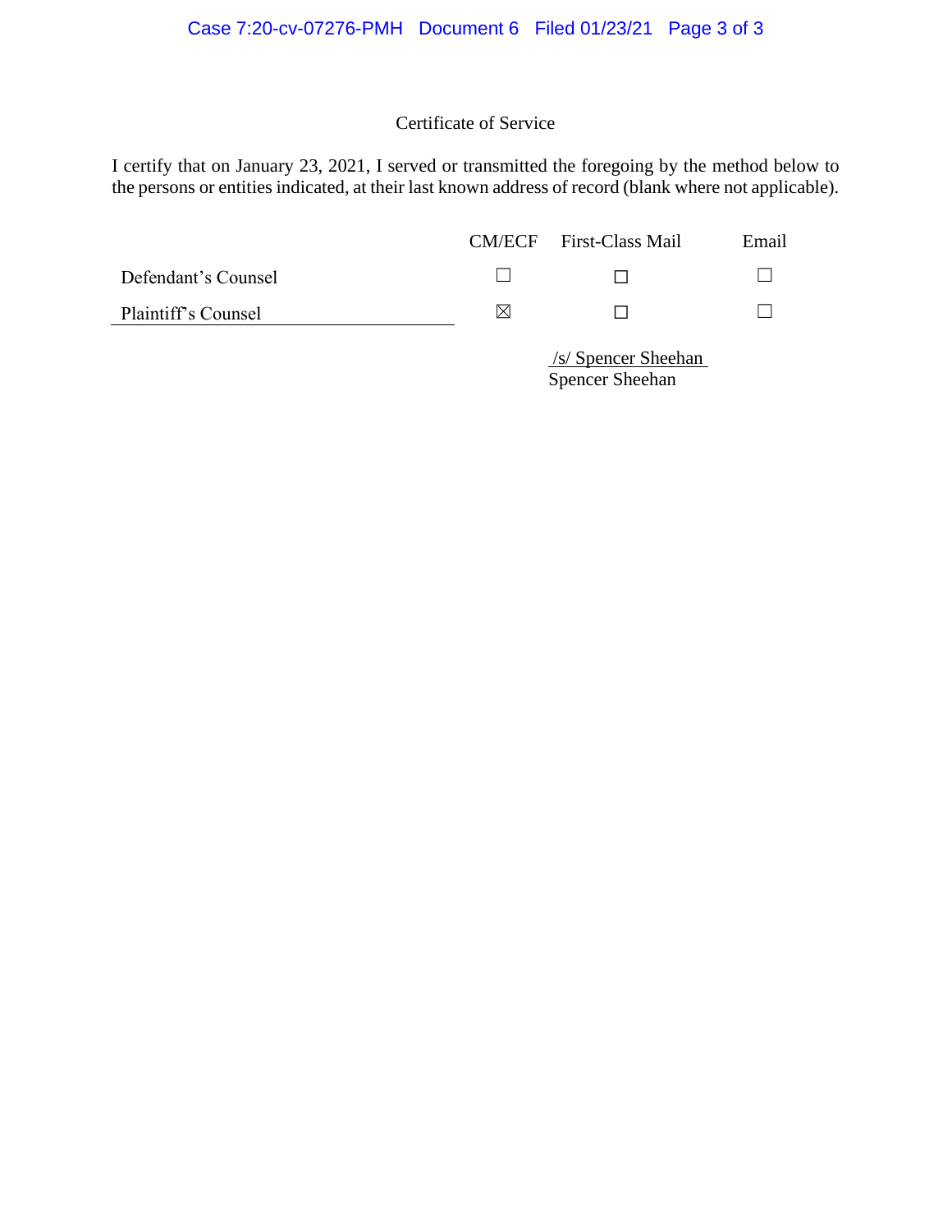Certificate of Service

I certify that on January 23, 2021, I served or transmitted the foregoing by the method below to the persons or entities indicated, at their last known address of record (blank where not applicable).

| | CM/ECF | First-Class Mail | Email |
|---|---|---|---|
| Defendant's Counsel | ☐ | ☐ | ☐ |
| Plaintiff's Counsel | ☒ | ☐ | ☐ |

/s/ Spencer Sheehan
Spencer Sheehan